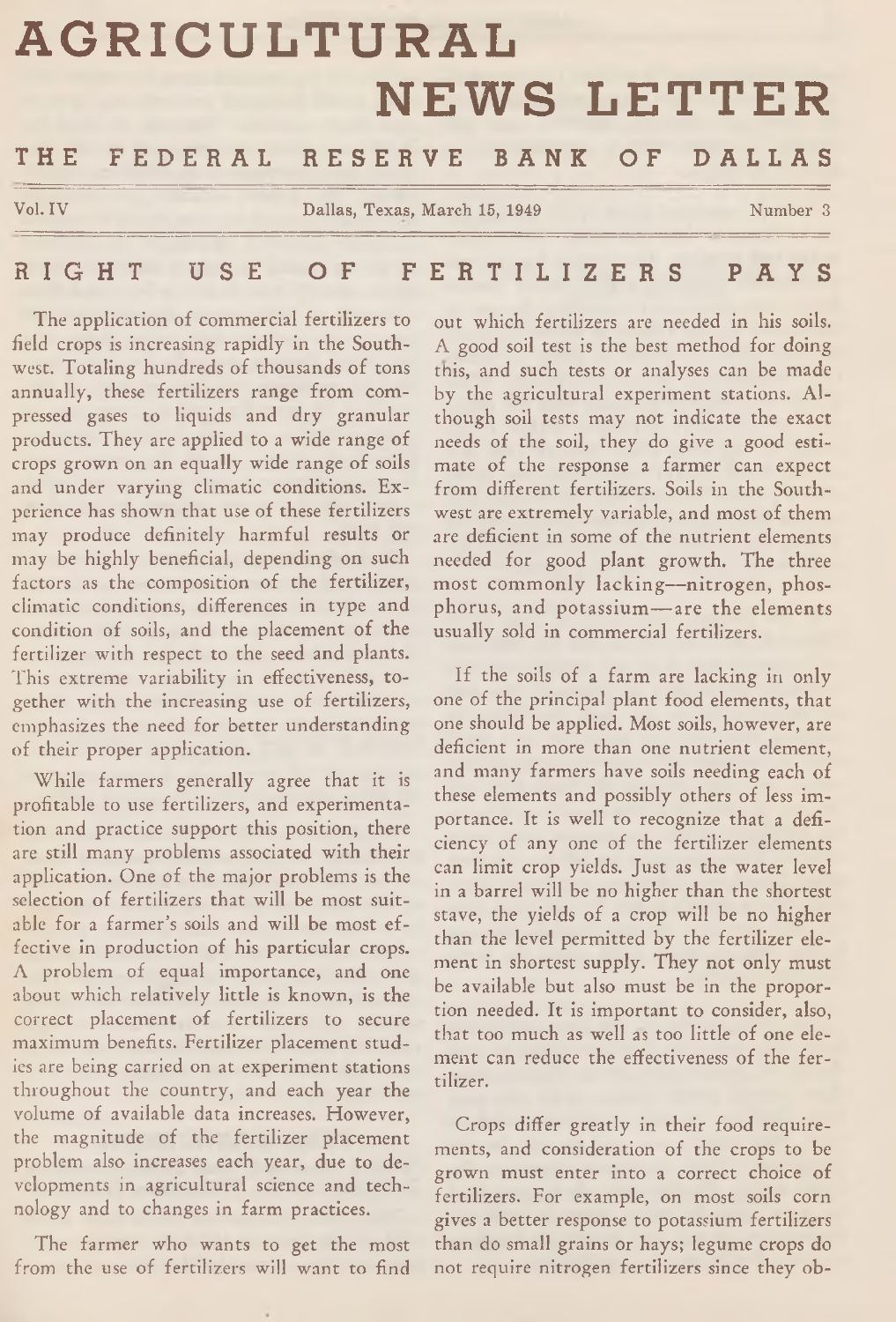# AGRICULTURAL NEWS LETTER

## THE FEDERAL RESERVE BANK OF DALLAS

Vol. IV — Dallas, Texas, March 15, 1949 — Number 3

## RIGHT USE OF FERTILIZERS PAYS

The application of commercial fertilizers to field crops is increasing rapidly in the Southwest. Totaling hundreds of thousands of tons annually, these fertilizers range from compressed gases to liquids and dry granular products. They are applied to a wide range of crops grown on an equally wide range of soils and under varying climatic conditions. Experience has shown that use of these fertilizers may produce definitely harmful results or may be highly beneficial, depending on such factors as the composition of the fertilizer, climatic conditions, differences in type and condition of soils, and the placement of the fertilizer with respect to the seed and plants. This extreme variability in effectiveness, together with the increasing use of fertilizers, emphasizes the need for better understanding of their proper application.

While farmers generally agree that it is profitable to use fertilizers, and experimentation and practice support this position, there are still many problems associated with their application. One of the major problems is the selection of fertilizers that will be most suitable for a farmer's soils and will be most effective in production of his particular crops. A problem of equal importance, and one about which relatively little is known, is the correct placement of fertilizers to secure maximum benefits. Fertilizer placement studies are being carried on at experiment stations throughout the country, and each year the volume of available data increases. However, the magnitude of the fertilizer placement problem also increases each year, due to developments in agricultural science and technology and to changes in farm practices.

The farmer who wants to get the most from the use of fertilizers will want to find out which fertilizers are needed in his soils. A good soil test is the best method for doing this, and such tests or analyses can be made by the agricultural experiment stations. Although soil tests may not indicate the exact needs of the soil, they do give a good estimate of the response a farmer can expect from different fertilizers. Soils in the Southwest are extremely variable, and most of them are deficient in some of the nutrient elements needed for good plant growth. The three most commonly lacking—nitrogen, phosphorus, and potassium—are the elements usually sold in commercial fertilizers.

If the soils of a farm are lacking in only one of the principal plant food elements, that one should be applied. Most soils, however, are deficient in more than one nutrient element, and many farmers have soils needing each of these elements and possibly others of less importance. It is well to recognize that a deficiency of any one of the fertilizer elements can limit crop yields. Just as the water level in a barrel will be no higher than the shortest stave, the yields of a crop will be no higher than the level permitted by the fertilizer element in shortest supply. They not only must be available but also must be in the proportion needed. It is important to consider, also, that too much as well as too little of one element can reduce the effectiveness of the fertilizer.

Crops differ greatly in their food requirements, and consideration of the crops to be grown must enter into a correct choice of fertilizers. For example, on most soils corn gives a better response to potassium fertilizers than do small grains or hays; legume crops do not require nitrogen fertilizers since they ob-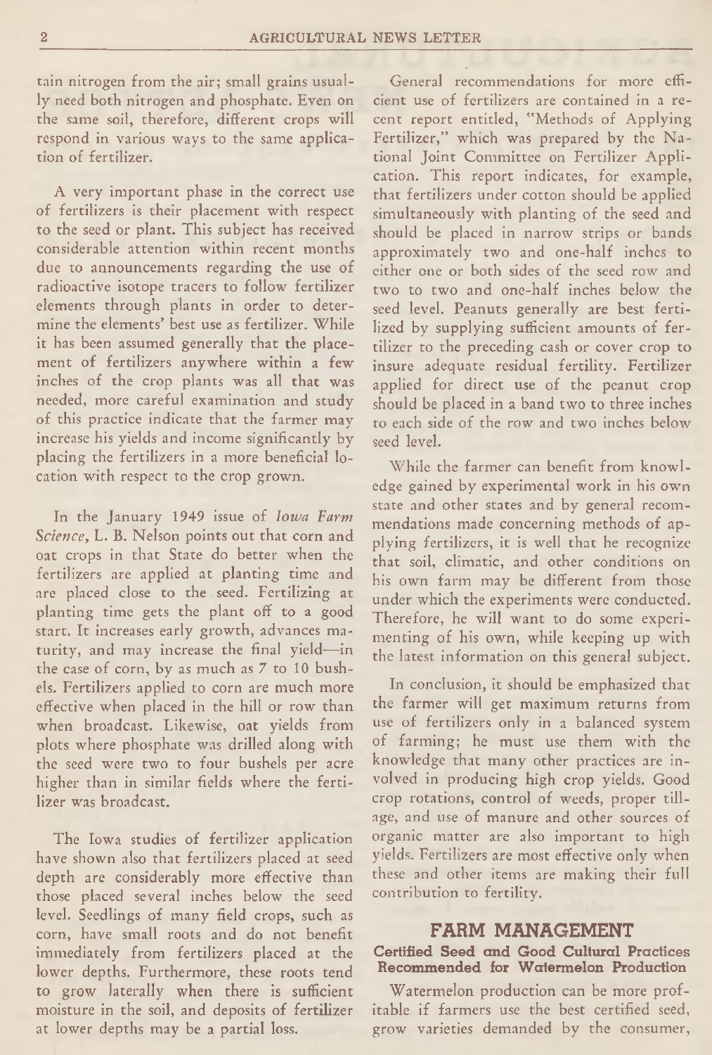tain nitrogen from the air; small grains usually need both nitrogen and phosphate. Even on the same soil, therefore, different crops will respond in various ways to the same application of fertilizer.

A very important phase in the correct use of fertilizers is their placement with respect to the seed or plant. This subject has received considerable attention within recent months due to announcements regarding the use of radioactive isotope tracers to follow fertilizer elements through plants in order to determine the elements' best use as fertilizer. While it has been assumed generally that the placement of fertilizers anywhere within a few inches of the crop plants was all that was needed, more careful examination and study of this practice indicate that the farmer may increase his yields and income significantly by placing the fertilizers in a more beneficial location with respect to the crop grown.

In the January 1949 issue of *Iowa Farm Science*, L. B. Nelson points out that corn and oat crops in that State do better when the fertilizers are applied at planting time and are placed close to the seed. Fertilizing at planting time gets the plant off to a good start. It increases early growth, advances maturity, and may increase the final yield—in the case of corn, by as much as 7 to 10 bushels. Fertilizers applied to corn are much more effective when placed in the hill or row than when broadcast. Likewise, oat yields from plots where phosphate was drilled along with the seed were two to four bushels per acre higher than in similar fields where the fertilizer was broadcast.

The Iowa studies of fertilizer application have shown also that fertilizers placed at seed depth are considerably more effective than those placed several inches below the seed level. Seedlings of many field crops, such as corn, have small roots and do not benefit immediately from fertilizers placed at the lower depths. Furthermore, these roots tend to grow laterally when there is sufficient moisture in the soil, and deposits of fertilizer at lower depths may be a partial loss.

General recommendations for more efficient use of fertilizers are contained in a recent report entitled, "Methods of Applying Fertilizer," which was prepared by the National Joint Committee on Fertilizer Application. This report indicates, for example, that fertilizers under cotton should be applied simultaneously with planting of the seed and should be placed in narrow strips or bands approximately two and one-half inches to either one or both sides of the seed row and two to two and one-half inches below the seed level. Peanuts generally are best fertilized by supplying sufficient amounts of fertilizer to the preceding cash or cover crop to insure adequate residual fertility. Fertilizer applied for direct use of the peanut crop should be placed in a band two to three inches to each side of the row and two inches below seed level.

While the farmer can benefit from knowledge gained by experimental work in his own state and other states and by general recommendations made concerning methods of applying fertilizers, it is well that he recognize that soil, climatic, and other conditions on his own farm may be different from those under which the experiments were conducted. Therefore, he will want to do some experimenting of his own, while keeping up with the latest information on this general subject.

In conclusion, it should be emphasized that the farmer will get maximum returns from use of fertilizers only in a balanced system of farming; he must use them with the knowledge that many other practices are involved in producing high crop yields. Good crop rotations, control of weeds, proper tillage, and use of manure and other sources of organic matter are also important to high yields. Fertilizers are most effective only when these and other items are making their full contribution to fertility.

## FARM MANAGEMENT

### Certified Seed and Good Cultural Practices Recommended for Watermelon Production

Watermelon production can be more profitable if farmers use the best certified seed, grow varieties demanded by the consumer,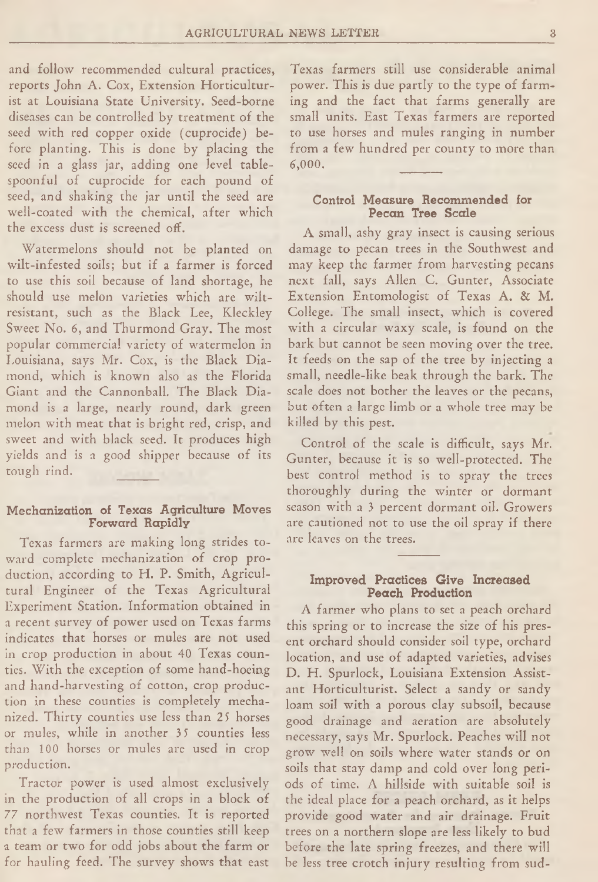and follow recommended cultural practices, reports John A. Cox, Extension Horticulturist at Louisiana State University. Seed-borne diseases can be controlled by treatment of the seed with red copper oxide (cuprocide) before planting. This is done by placing the seed in a glass jar, adding one level tablespoonful of cuprocide for each pound of seed, and shaking the jar until the seed are well-coated with the chemical, after which the excess dust is screened off.

Watermelons should not be planted on wilt-infested soils; but if a farmer is forced to use this soil because of land shortage, he should use melon varieties which are wilt-resistant, such as the Black Lee, Kleckley Sweet No. 6, and Thurmond Gray. The most popular commercial variety of watermelon in Louisiana, says Mr. Cox, is the Black Diamond, which is known also as the Florida Giant and the Cannonball. The Black Diamond is a large, nearly round, dark green melon with meat that is bright red, crisp, and sweet and with black seed. It produces high yields and is a good shipper because of its tough rind.

### Mechanization of Texas Agriculture Moves Forward Rapidly

Texas farmers are making long strides toward complete mechanization of crop production, according to H. P. Smith, Agricultural Engineer of the Texas Agricultural Experiment Station. Information obtained in a recent survey of power used on Texas farms indicates that horses or mules are not used in crop production in about 40 Texas counties. With the exception of some hand-hoeing and hand-harvesting of cotton, crop production in these counties is completely mechanized. Thirty counties use less than 25 horses or mules, while in another 35 counties less than 100 horses or mules are used in crop production.

Tractor power is used almost exclusively in the production of all crops in a block of 77 northwest Texas counties. It is reported that a few farmers in those counties still keep a team or two for odd jobs about the farm or for hauling feed. The survey shows that east Texas farmers still use considerable animal power. This is due partly to the type of farming and the fact that farms generally are small units. East Texas farmers are reported to use horses and mules ranging in number from a few hundred per county to more than 6,000.

### Control Measure Recommended for Pecan Tree Scale

A small, ashy gray insect is causing serious damage to pecan trees in the Southwest and may keep the farmer from harvesting pecans next fall, says Allen C. Gunter, Associate Extension Entomologist of Texas A. & M. College. The small insect, which is covered with a circular waxy scale, is found on the bark but cannot be seen moving over the tree. It feeds on the sap of the tree by injecting a small, needle-like beak through the bark. The scale does not bother the leaves or the pecans, but often a large limb or a whole tree may be killed by this pest.

Control of the scale is difficult, says Mr. Gunter, because it is so well-protected. The best control method is to spray the trees thoroughly during the winter or dormant season with a 3 percent dormant oil. Growers are cautioned not to use the oil spray if there are leaves on the trees.

### Improved Practices Give Increased Peach Production

A farmer who plans to set a peach orchard this spring or to increase the size of his present orchard should consider soil type, orchard location, and use of adapted varieties, advises D. H. Spurlock, Louisiana Extension Assistant Horticulturist. Select a sandy or sandy loam soil with a porous clay subsoil, because good drainage and aeration are absolutely necessary, says Mr. Spurlock. Peaches will not grow well on soils where water stands or on soils that stay damp and cold over long periods of time. A hillside with suitable soil is the ideal place for a peach orchard, as it helps provide good water and air drainage. Fruit trees on a northern slope are less likely to bud before the late spring freezes, and there will be less tree crotch injury resulting from sud-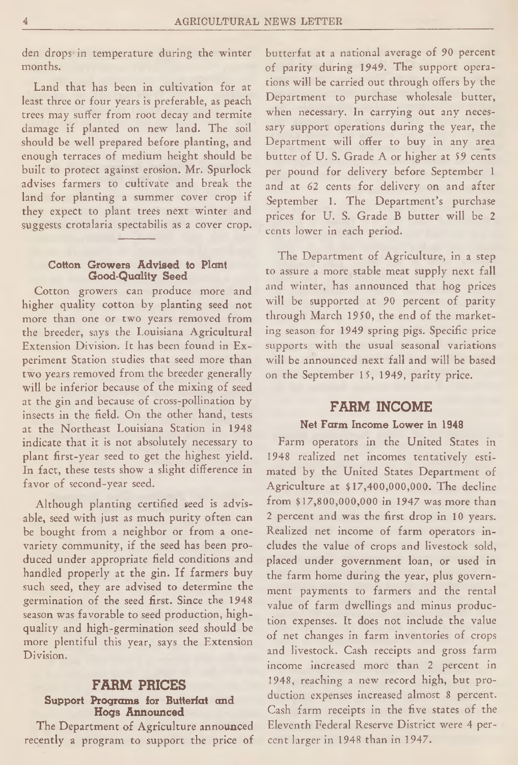den drops in temperature during the winter months.

Land that has been in cultivation for at least three or four years is preferable, as peach trees may suffer from root decay and termite damage if planted on new land. The soil should be well prepared before planting, and enough terraces of medium height should be built to protect against erosion. Mr. Spurlock advises farmers to cultivate and break the land for planting a summer cover crop if they expect to plant trees next winter and suggests crotalaria spectabilis as a cover crop.

### Cotton Growers Advised to Plant Good-Quality Seed

Cotton growers can produce more and higher quality cotton by planting seed not more than one or two years removed from the breeder, says the Louisiana Agricultural Extension Division. It has been found in Experiment Station studies that seed more than two years removed from the breeder generally will be inferior because of the mixing of seed at the gin and because of cross-pollination by insects in the field. On the other hand, tests at the Northeast Louisiana Station in 1948 indicate that it is not absolutely necessary to plant first-year seed to get the highest yield. In fact, these tests show a slight difference in favor of second-year seed.

Although planting certified seed is advisable, seed with just as much purity often can be bought from a neighbor or from a one-variety community, if the seed has been produced under appropriate field conditions and handled properly at the gin. If farmers buy such seed, they are advised to determine the germination of the seed first. Since the 1948 season was favorable to seed production, high-quality and high-germination seed should be more plentiful this year, says the Extension Division.

## FARM PRICES

### Support Programs for Butterfat and Hogs Announced

The Department of Agriculture announced recently a program to support the price of butterfat at a national average of 90 percent of parity during 1949. The support operations will be carried out through offers by the Department to purchase wholesale butter, when necessary. In carrying out any necessary support operations during the year, the Department will offer to buy in any area butter of U. S. Grade A or higher at 59 cents per pound for delivery before September 1 and at 62 cents for delivery on and after September 1. The Department's purchase prices for U. S. Grade B butter will be 2 cents lower in each period.

The Department of Agriculture, in a step to assure a more stable meat supply next fall and winter, has announced that hog prices will be supported at 90 percent of parity through March 1950, the end of the marketing season for 1949 spring pigs. Specific price supports with the usual seasonal variations will be announced next fall and will be based on the September 15, 1949, parity price.

## FARM INCOME

### Net Farm Income Lower in 1948

Farm operators in the United States in 1948 realized net incomes tentatively estimated by the United States Department of Agriculture at $17,400,000,000. The decline from $17,800,000,000 in 1947 was more than 2 percent and was the first drop in 10 years. Realized net income of farm operators includes the value of crops and livestock sold, placed under government loan, or used in the farm home during the year, plus government payments to farmers and the rental value of farm dwellings and minus production expenses. It does not include the value of net changes in farm inventories of crops and livestock. Cash receipts and gross farm income increased more than 2 percent in 1948, reaching a new record high, but production expenses increased almost 8 percent. Cash farm receipts in the five states of the Eleventh Federal Reserve District were 4 percent larger in 1948 than in 1947.